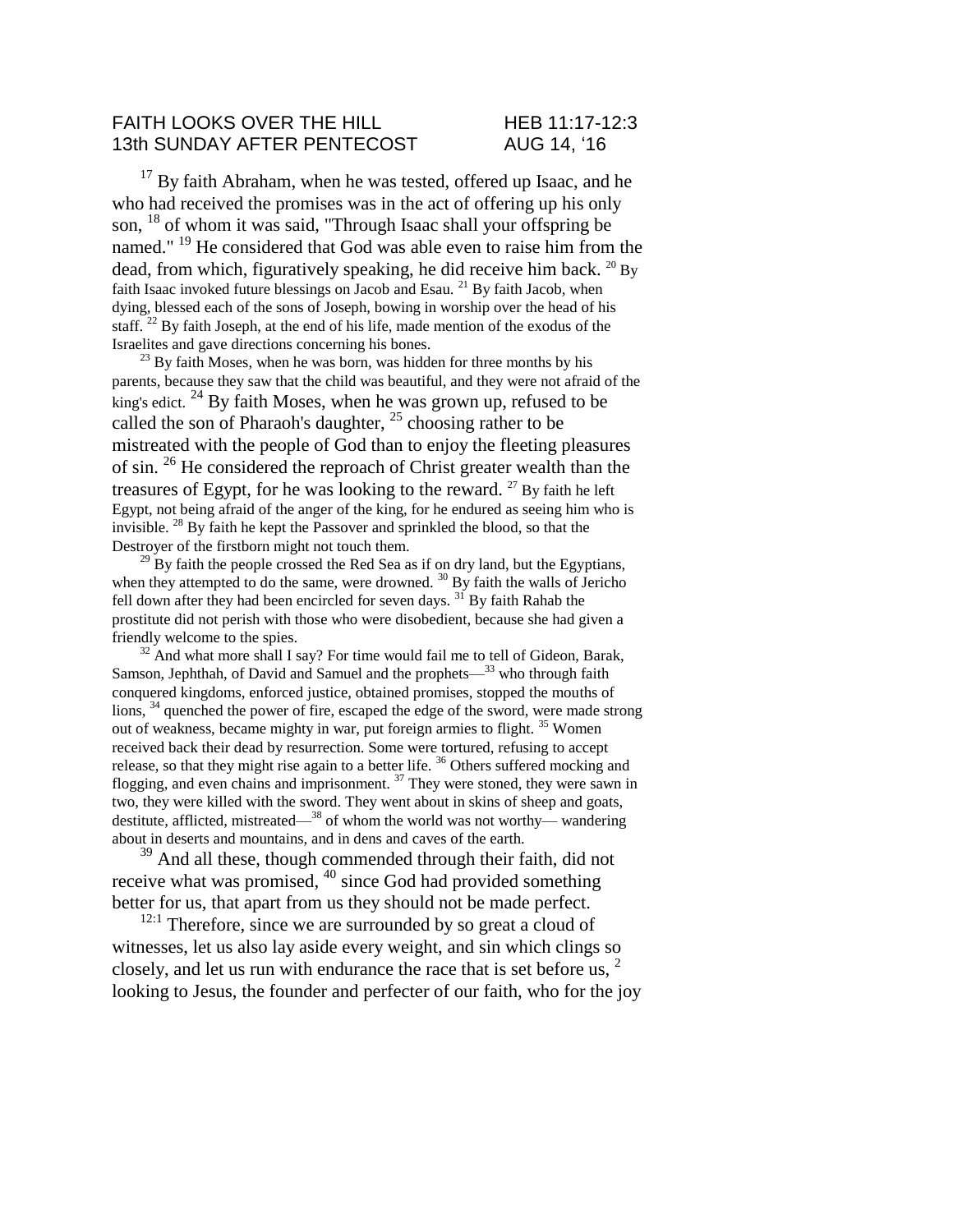FAITH LOOKS OVER THE HILL HEB 11:17-12:3
13th SUNDAY AFTER PENTECOST AUG 14, '16

[17] By faith Abraham, when he was tested, offered up Isaac, and he who had received the promises was in the act of offering up his only son, [18] of whom it was said, "Through Isaac shall your offspring be named." [19] He considered that God was able even to raise him from the dead, from which, figuratively speaking, he did receive him back. [20] By faith Isaac invoked future blessings on Jacob and Esau. [21] By faith Jacob, when dying, blessed each of the sons of Joseph, bowing in worship over the head of his staff. [22] By faith Joseph, at the end of his life, made mention of the exodus of the Israelites and gave directions concerning his bones.

[23] By faith Moses, when he was born, was hidden for three months by his parents, because they saw that the child was beautiful, and they were not afraid of the king's edict. [24] By faith Moses, when he was grown up, refused to be called the son of Pharaoh's daughter, [25] choosing rather to be mistreated with the people of God than to enjoy the fleeting pleasures of sin. [26] He considered the reproach of Christ greater wealth than the treasures of Egypt, for he was looking to the reward. [27] By faith he left Egypt, not being afraid of the anger of the king, for he endured as seeing him who is invisible. [28] By faith he kept the Passover and sprinkled the blood, so that the Destroyer of the firstborn might not touch them.

[29] By faith the people crossed the Red Sea as if on dry land, but the Egyptians, when they attempted to do the same, were drowned. [30] By faith the walls of Jericho fell down after they had been encircled for seven days. [31] By faith Rahab the prostitute did not perish with those who were disobedient, because she had given a friendly welcome to the spies.

[32] And what more shall I say? For time would fail me to tell of Gideon, Barak, Samson, Jephthah, of David and Samuel and the prophets—[33] who through faith conquered kingdoms, enforced justice, obtained promises, stopped the mouths of lions, [34] quenched the power of fire, escaped the edge of the sword, were made strong out of weakness, became mighty in war, put foreign armies to flight. [35] Women received back their dead by resurrection. Some were tortured, refusing to accept release, so that they might rise again to a better life. [36] Others suffered mocking and flogging, and even chains and imprisonment. [37] They were stoned, they were sawn in two, they were killed with the sword. They went about in skins of sheep and goats, destitute, afflicted, mistreated—[38] of whom the world was not worthy— wandering about in deserts and mountains, and in dens and caves of the earth.

[39] And all these, though commended through their faith, did not receive what was promised, [40] since God had provided something better for us, that apart from us they should not be made perfect.

[12:1] Therefore, since we are surrounded by so great a cloud of witnesses, let us also lay aside every weight, and sin which clings so closely, and let us run with endurance the race that is set before us, [2] looking to Jesus, the founder and perfecter of our faith, who for the joy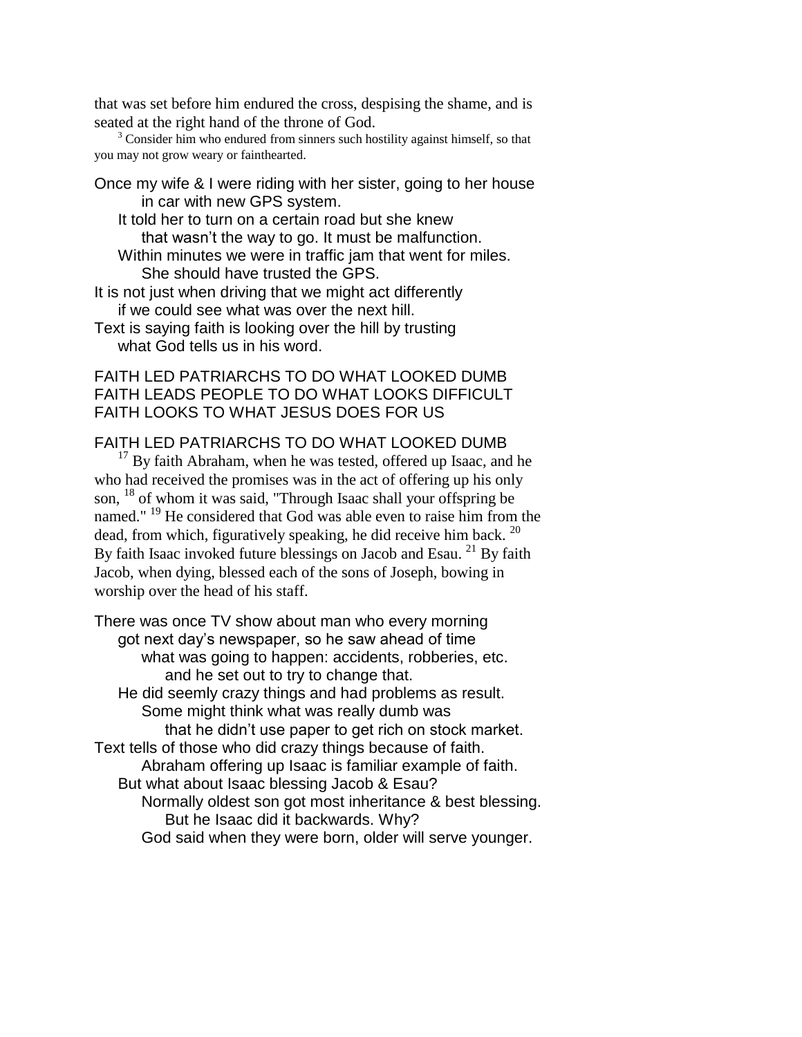that was set before him endured the cross, despising the shame, and is seated at the right hand of the throne of God.

[3] Consider him who endured from sinners such hostility against himself, so that you may not grow weary or fainthearted.

Once my wife & I were riding with her sister, going to her house
  in car with new GPS system.
 It told her to turn on a certain road but she knew
  that wasn't the way to go. It must be malfunction.
 Within minutes we were in traffic jam that went for miles.
  She should have trusted the GPS.
It is not just when driving that we might act differently
 if we could see what was over the next hill.
Text is saying faith is looking over the hill by trusting
 what God tells us in his word.

FAITH LED PATRIARCHS TO DO WHAT LOOKED DUMB
FAITH LEADS PEOPLE TO DO WHAT LOOKS DIFFICULT
FAITH LOOKS TO WHAT JESUS DOES FOR US

FAITH LED PATRIARCHS TO DO WHAT LOOKED DUMB

[17] By faith Abraham, when he was tested, offered up Isaac, and he who had received the promises was in the act of offering up his only son, [18] of whom it was said, "Through Isaac shall your offspring be named." [19] He considered that God was able even to raise him from the dead, from which, figuratively speaking, he did receive him back. [20] By faith Isaac invoked future blessings on Jacob and Esau. [21] By faith Jacob, when dying, blessed each of the sons of Joseph, bowing in worship over the head of his staff.

There was once TV show about man who every morning
 got next day's newspaper, so he saw ahead of time
  what was going to happen: accidents, robberies, etc.
   and he set out to try to change that.
 He did seemly crazy things and had problems as result.
  Some might think what was really dumb was
   that he didn't use paper to get rich on stock market.
Text tells of those who did crazy things because of faith.
  Abraham offering up Isaac is familiar example of faith.
 But what about Isaac blessing Jacob & Esau?
  Normally oldest son got most inheritance & best blessing.
   But he Isaac did it backwards. Why?
  God said when they were born, older will serve younger.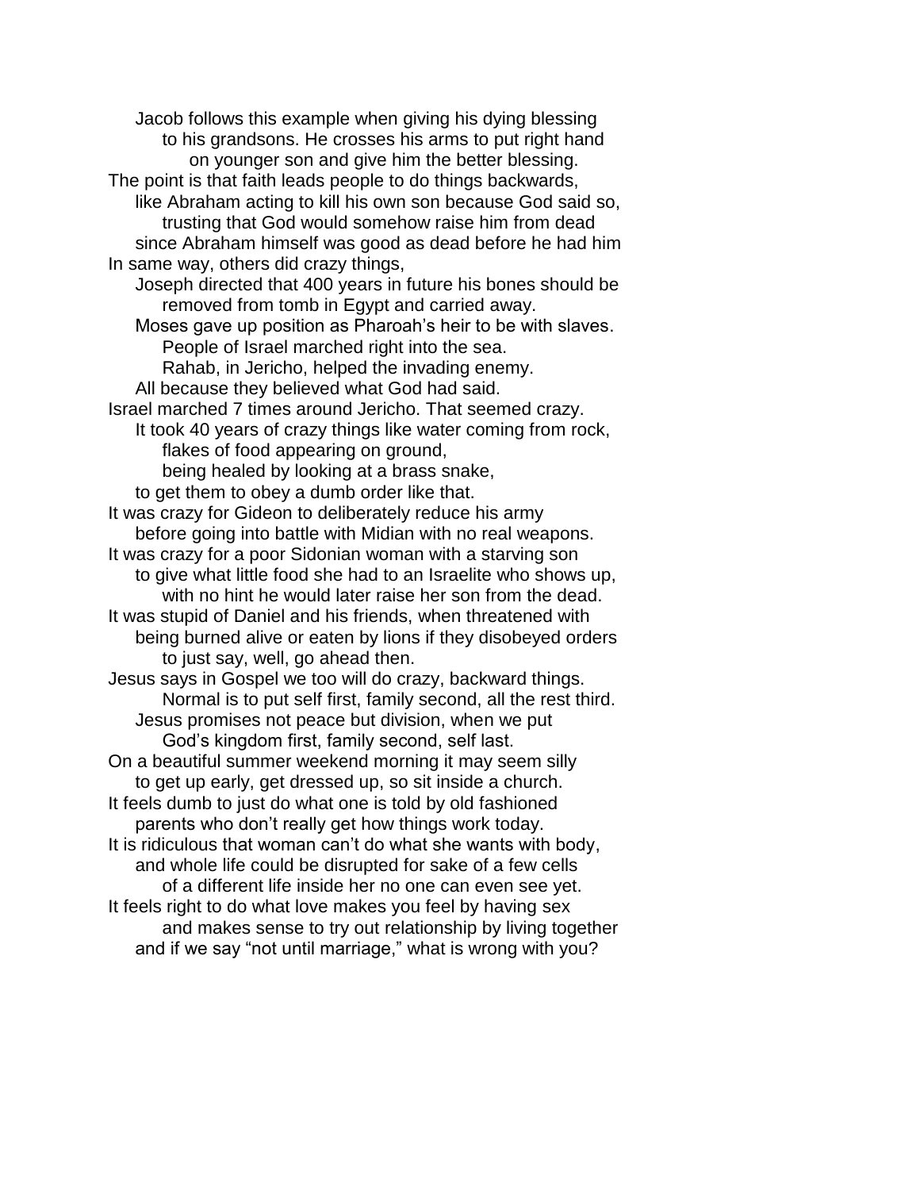Jacob follows this example when giving his dying blessing
to his grandsons. He crosses his arms to put right hand
on younger son and give him the better blessing.
The point is that faith leads people to do things backwards,
like Abraham acting to kill his own son because God said so,
trusting that God would somehow raise him from dead
since Abraham himself was good as dead before he had him
In same way, others did crazy things,
Joseph directed that 400 years in future his bones should be
removed from tomb in Egypt and carried away.
Moses gave up position as Pharoah's heir to be with slaves.
People of Israel marched right into the sea.
Rahab, in Jericho, helped the invading enemy.
All because they believed what God had said.
Israel marched 7 times around Jericho. That seemed crazy.
It took 40 years of crazy things like water coming from rock,
flakes of food appearing on ground,
being healed by looking at a brass snake,
to get them to obey a dumb order like that.
It was crazy for Gideon to deliberately reduce his army
before going into battle with Midian with no real weapons.
It was crazy for a poor Sidonian woman with a starving son
to give what little food she had to an Israelite who shows up,
with no hint he would later raise her son from the dead.
It was stupid of Daniel and his friends, when threatened with
being burned alive or eaten by lions if they disobeyed orders
to just say, well, go ahead then.
Jesus says in Gospel we too will do crazy, backward things.
Normal is to put self first, family second, all the rest third.
Jesus promises not peace but division, when we put
God's kingdom first, family second, self last.
On a beautiful summer weekend morning it may seem silly
to get up early, get dressed up, so sit inside a church.
It feels dumb to just do what one is told by old fashioned
parents who don't really get how things work today.
It is ridiculous that woman can't do what she wants with body,
and whole life could be disrupted for sake of a few cells
of a different life inside her no one can even see yet.
It feels right to do what love makes you feel by having sex
and makes sense to try out relationship by living together
and if we say "not until marriage," what is wrong with you?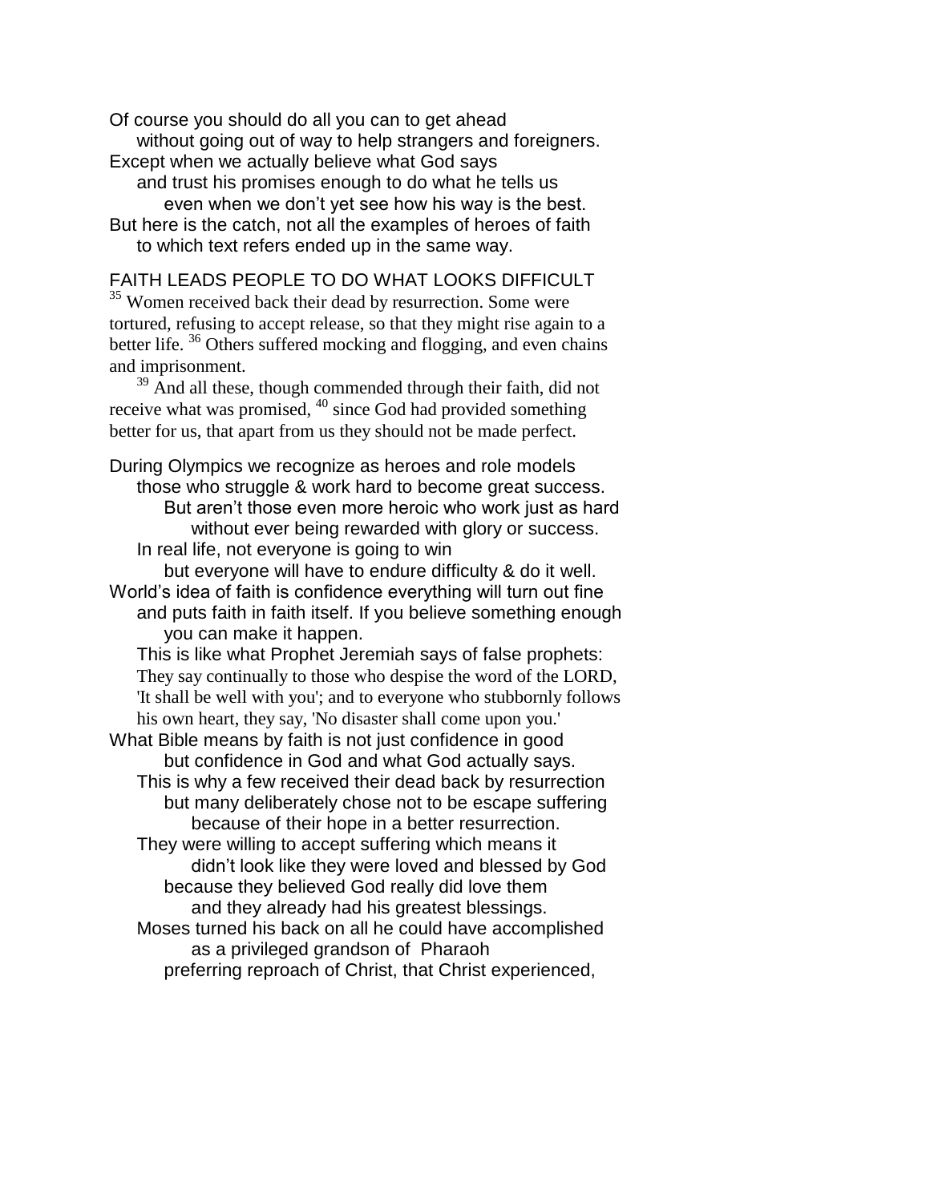Of course you should do all you can to get ahead
without going out of way to help strangers and foreigners.
Except when we actually believe what God says
and trust his promises enough to do what he tells us
even when we don't yet see how his way is the best.
But here is the catch, not all the examples of heroes of faith
to which text refers ended up in the same way.

## FAITH LEADS PEOPLE TO DO WHAT LOOKS DIFFICULT

[35] Women received back their dead by resurrection. Some were tortured, refusing to accept release, so that they might rise again to a better life. [36] Others suffered mocking and flogging, and even chains and imprisonment.

[39] And all these, though commended through their faith, did not receive what was promised, [40] since God had provided something better for us, that apart from us they should not be made perfect.

During Olympics we recognize as heroes and role models
those who struggle & work hard to become great success.
But aren't those even more heroic who work just as hard
without ever being rewarded with glory or success.
In real life, not everyone is going to win
but everyone will have to endure difficulty & do it well.
World's idea of faith is confidence everything will turn out fine
and puts faith in faith itself. If you believe something enough
you can make it happen.
This is like what Prophet Jeremiah says of false prophets:
They say continually to those who despise the word of the LORD, 'It shall be well with you'; and to everyone who stubbornly follows his own heart, they say, 'No disaster shall come upon you.'
What Bible means by faith is not just confidence in good
but confidence in God and what God actually says.
This is why a few received their dead back by resurrection
but many deliberately chose not to be escape suffering
because of their hope in a better resurrection.
They were willing to accept suffering which means it
didn't look like they were loved and blessed by God
because they believed God really did love them
and they already had his greatest blessings.
Moses turned his back on all he could have accomplished
as a privileged grandson of Pharaoh
preferring reproach of Christ, that Christ experienced,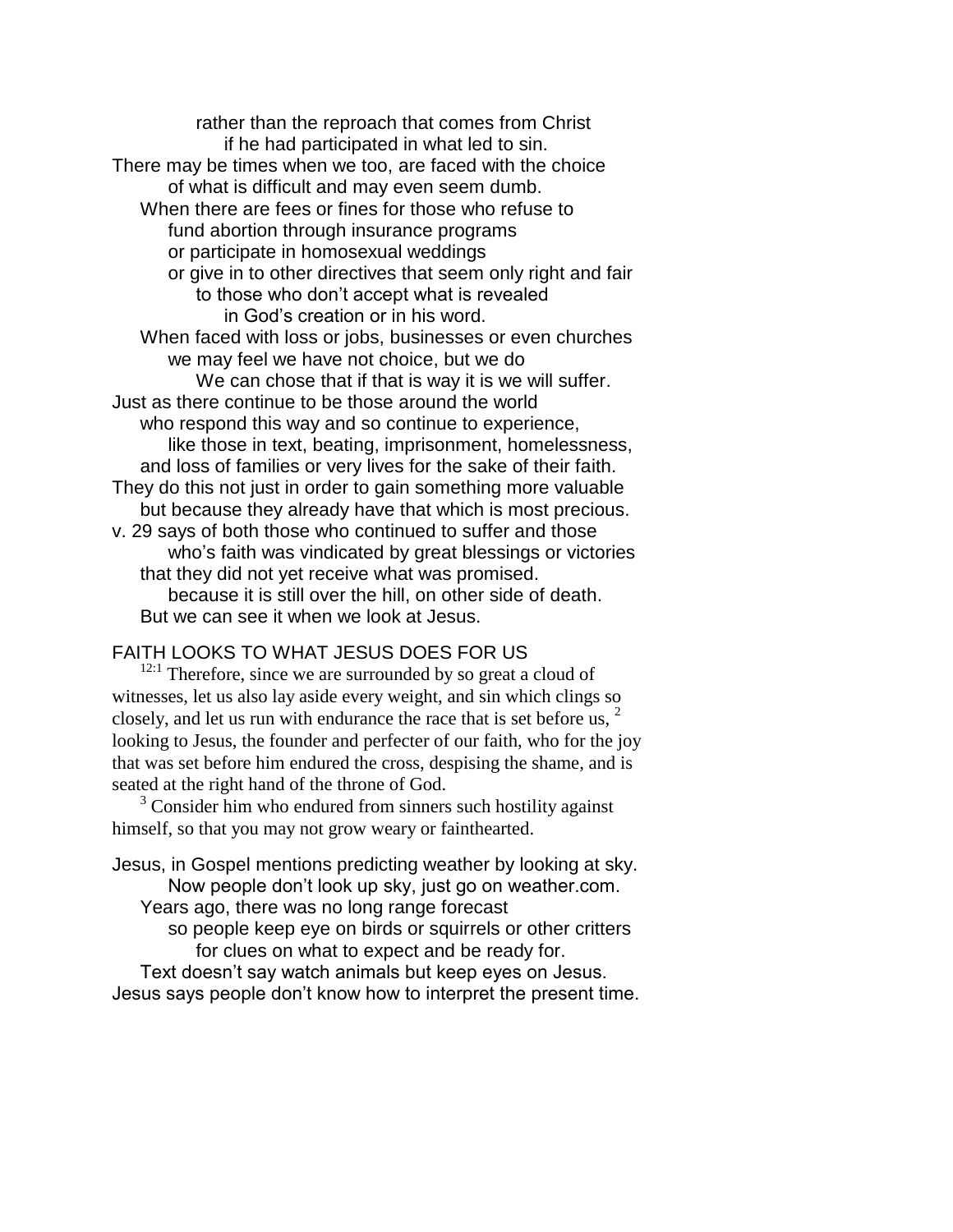rather than the reproach that comes from Christ
if he had participated in what led to sin.
There may be times when we too, are faced with the choice
of what is difficult and may even seem dumb.
When there are fees or fines for those who refuse to
fund abortion through insurance programs
or participate in homosexual weddings
or give in to other directives that seem only right and fair
to those who don't accept what is revealed
in God's creation or in his word.
When faced with loss or jobs, businesses or even churches
we may feel we have not choice, but we do
We can chose that if that is way it is we will suffer.
Just as there continue to be those around the world
who respond this way and so continue to experience,
like those in text, beating, imprisonment, homelessness,
and loss of families or very lives for the sake of their faith.
They do this not just in order to gain something more valuable
but because they already have that which is most precious.
v. 29 says of both those who continued to suffer and those
who's faith was vindicated by great blessings or victories
that they did not yet receive what was promised.
because it is still over the hill, on other side of death.
But we can see it when we look at Jesus.

FAITH LOOKS TO WHAT JESUS DOES FOR US

[12:1] Therefore, since we are surrounded by so great a cloud of witnesses, let us also lay aside every weight, and sin which clings so closely, and let us run with endurance the race that is set before us, [2] looking to Jesus, the founder and perfecter of our faith, who for the joy that was set before him endured the cross, despising the shame, and is seated at the right hand of the throne of God.

[3] Consider him who endured from sinners such hostility against himself, so that you may not grow weary or fainthearted.

Jesus, in Gospel mentions predicting weather by looking at sky.
Now people don't look up sky, just go on weather.com.
Years ago, there was no long range forecast
so people keep eye on birds or squirrels or other critters
for clues on what to expect and be ready for.
Text doesn't say watch animals but keep eyes on Jesus.
Jesus says people don't know how to interpret the present time.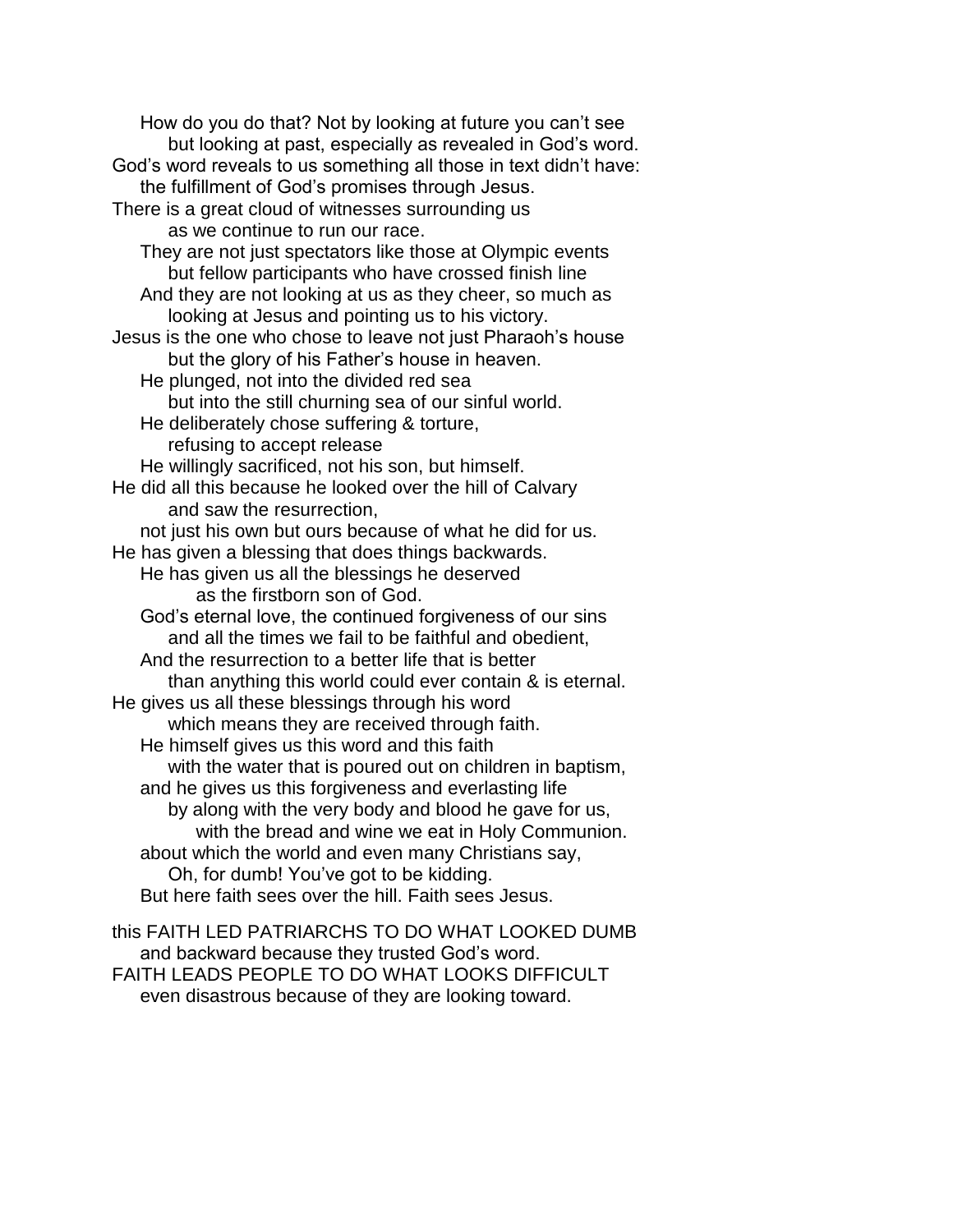How do you do that? Not by looking at future you can't see
but looking at past, especially as revealed in God's word.
God's word reveals to us something all those in text didn't have:
the fulfillment of God's promises through Jesus.
There is a great cloud of witnesses surrounding us
as we continue to run our race.
They are not just spectators like those at Olympic events
but fellow participants who have crossed finish line
And they are not looking at us as they cheer, so much as
looking at Jesus and pointing us to his victory.
Jesus is the one who chose to leave not just Pharaoh's house
but the glory of his Father's house in heaven.
He plunged, not into the divided red sea
but into the still churning sea of our sinful world.
He deliberately chose suffering & torture,
refusing to accept release
He willingly sacrificed, not his son, but himself.
He did all this because he looked over the hill of Calvary
and saw the resurrection,
not just his own but ours because of what he did for us.
He has given a blessing that does things backwards.
He has given us all the blessings he deserved
as the firstborn son of God.
God's eternal love, the continued forgiveness of our sins
and all the times we fail to be faithful and obedient,
And the resurrection to a better life that is better
than anything this world could ever contain & is eternal.
He gives us all these blessings through his word
which means they are received through faith.
He himself gives us this word and this faith
with the water that is poured out on children in baptism,
and he gives us this forgiveness and everlasting life
by along with the very body and blood he gave for us,
with the bread and wine we eat in Holy Communion.
about which the world and even many Christians say,
Oh, for dumb! You've got to be kidding.
But here faith sees over the hill. Faith sees Jesus.

this FAITH LED PATRIARCHS TO DO WHAT LOOKED DUMB
and backward because they trusted God's word.
FAITH LEADS PEOPLE TO DO WHAT LOOKS DIFFICULT
even disastrous because of they are looking toward.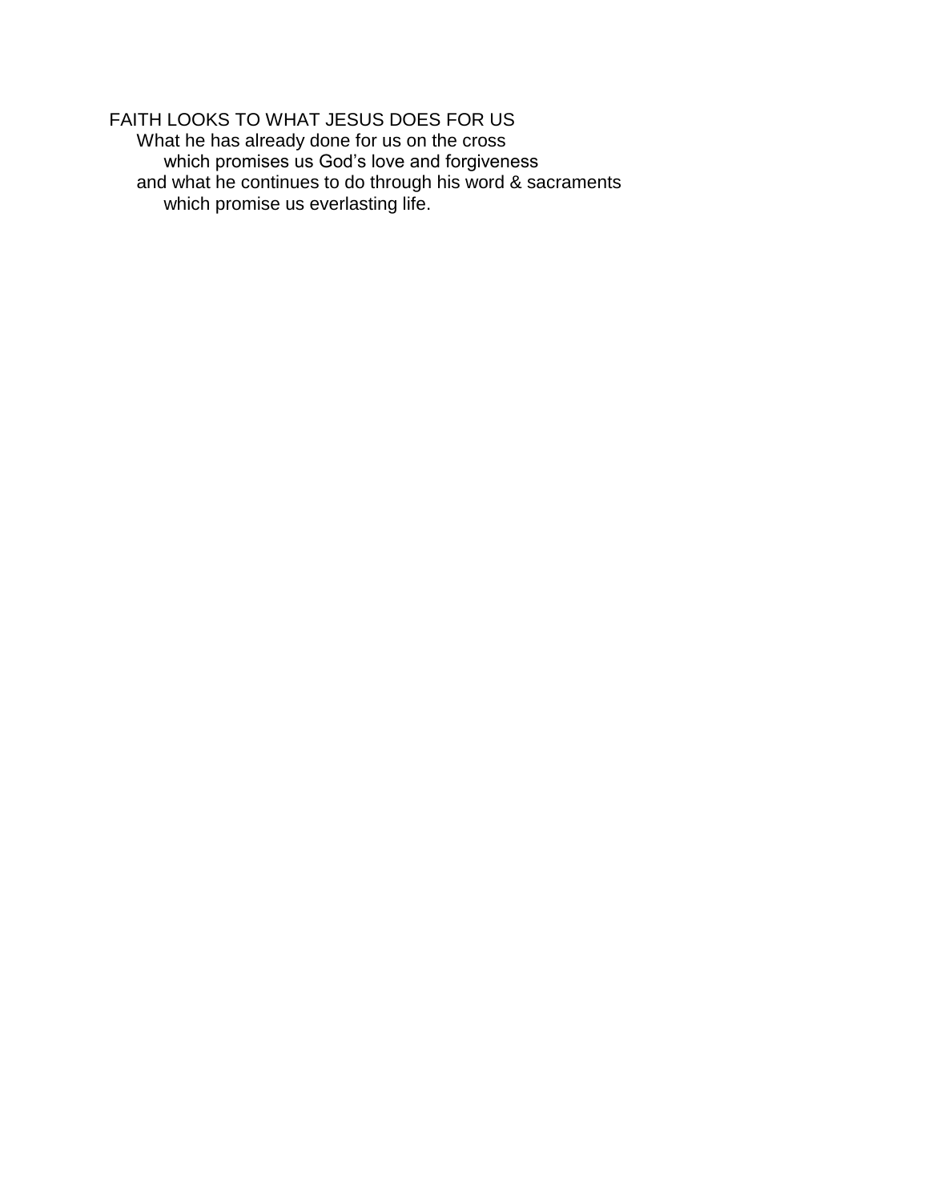FAITH LOOKS TO WHAT JESUS DOES FOR US

- What he has already done for us on the cross
  - which promises us God’s love and forgiveness
- and what he continues to do through his word & sacraments
  - which promise us everlasting life.